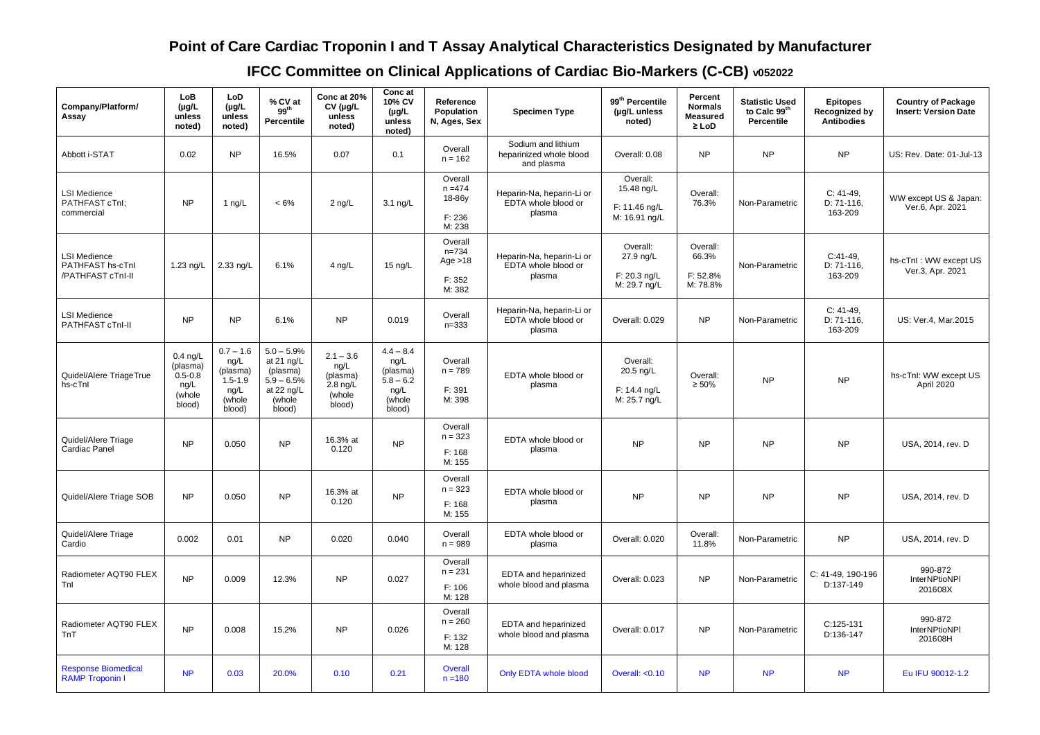# Point of Care Cardiac Troponin I and T Assay Analytical Characteristics Designated by Manufacturer

## IFCC Committee on Clinical Applications of Cardiac Bio-Markers (C-CB) v052022

| Company/Platform/ Assay | LoB (µg/L unless noted) | LoD (µg/L unless noted) | % CV at 99th Percentile | Conc at 20% CV (µg/L unless noted) | Conc at 10% CV (µg/L unless noted) | Reference Population N, Ages, Sex | Specimen Type | 99th Percentile (µg/L unless noted) | Percent Normals Measured ≥ LoD | Statistic Used to Calc 99th Percentile | Epitopes Recognized by Antibodies | Country of Package Insert: Version Date |
|---|---|---|---|---|---|---|---|---|---|---|---|---|
| Abbott i-STAT | 0.02 | NP | 16.5% | 0.07 | 0.1 | Overall n = 162 | Sodium and lithium heparinized whole blood and plasma | Overall: 0.08 | NP | NP | NP | US: Rev. Date: 01-Jul-13 |
| LSI Medience PATHFAST cTnI; commercial | NP | 1 ng/L | < 6% | 2 ng/L | 3.1 ng/L | Overall n =474 18-86y F: 236 M: 238 | Heparin-Na, heparin-Li or EDTA whole blood or plasma | Overall: 15.48 ng/L F: 11.46 ng/L M: 16.91 ng/L | Overall: 76.3% | Non-Parametric | C: 41-49, D: 71-116, 163-209 | WW except US & Japan: Ver.6, Apr. 2021 |
| LSI Medience PATHFAST hs-cTnI /PATHFAST cTnI-II | 1.23 ng/L | 2.33 ng/L | 6.1% | 4 ng/L | 15 ng/L | Overall n=734 Age >18 F: 352 M: 382 | Heparin-Na, heparin-Li or EDTA whole blood or plasma | Overall: 27.9 ng/L F: 20.3 ng/L M: 29.7 ng/L | Overall: 66.3% F: 52.8% M: 78.8% | Non-Parametric | C:41-49, D: 71-116, 163-209 | hs-cTnI : WW except US Ver.3, Apr. 2021 |
| LSI Medience PATHFAST cTnI-II | NP | NP | 6.1% | NP | 0.019 | Overall n=333 | Heparin-Na, heparin-Li or EDTA whole blood or plasma | Overall: 0.029 | NP | Non-Parametric | C: 41-49, D: 71-116, 163-209 | US: Ver.4, Mar.2015 |
| Quidel/Alere TriageTrue hs-cTnI | 0.4 ng/L (plasma) 0.5-0.8 ng/L (whole blood) | 0.7 – 1.6 ng/L (plasma) 1.5-1.9 ng/L (whole blood) | 5.0 – 5.9% at 21 ng/L (plasma) 5.9 – 6.5% at 22 ng/L (whole blood) | 2.1 – 3.6 ng/L (plasma) 2.8 ng/L (whole blood) | 4.4 – 8.4 ng/L (plasma) 5.8 – 6.2 ng/L (whole blood) | Overall n = 789 F: 391 M: 398 | EDTA whole blood or plasma | Overall: 20.5 ng/L F: 14.4 ng/L M: 25.7 ng/L | Overall: ≥ 50% | NP | NP | hs-cTnI: WW except US April 2020 |
| Quidel/Alere Triage Cardiac Panel | NP | 0.050 | NP | 16.3% at 0.120 | NP | Overall n = 323 F: 168 M: 155 | EDTA whole blood or plasma | NP | NP | NP | NP | USA, 2014, rev. D |
| Quidel/Alere Triage SOB | NP | 0.050 | NP | 16.3% at 0.120 | NP | Overall n = 323 F: 168 M: 155 | EDTA whole blood or plasma | NP | NP | NP | NP | USA, 2014, rev. D |
| Quidel/Alere Triage Cardio | 0.002 | 0.01 | NP | 0.020 | 0.040 | Overall n = 989 | EDTA whole blood or plasma | Overall: 0.020 | Overall: 11.8% | Non-Parametric | NP | USA, 2014, rev. D |
| Radiometer AQT90 FLEX TnI | NP | 0.009 | 12.3% | NP | 0.027 | Overall n = 231 F: 106 M: 128 | EDTA and heparinized whole blood and plasma | Overall: 0.023 | NP | Non-Parametric | C: 41-49, 190-196 D:137-149 | 990-872 InterNPtioNPl 201608X |
| Radiometer AQT90 FLEX TnT | NP | 0.008 | 15.2% | NP | 0.026 | Overall n = 260 F: 132 M: 128 | EDTA and heparinized whole blood and plasma | Overall: 0.017 | NP | Non-Parametric | C:125-131 D:136-147 | 990-872 InterNPtioNPl 201608H |
| Response Biomedical RAMP Troponin I | NP | 0.03 | 20.0% | 0.10 | 0.21 | Overall n =180 | Only EDTA whole blood | Overall: <0.10 | NP | NP | NP | Eu IFU 90012-1.2 |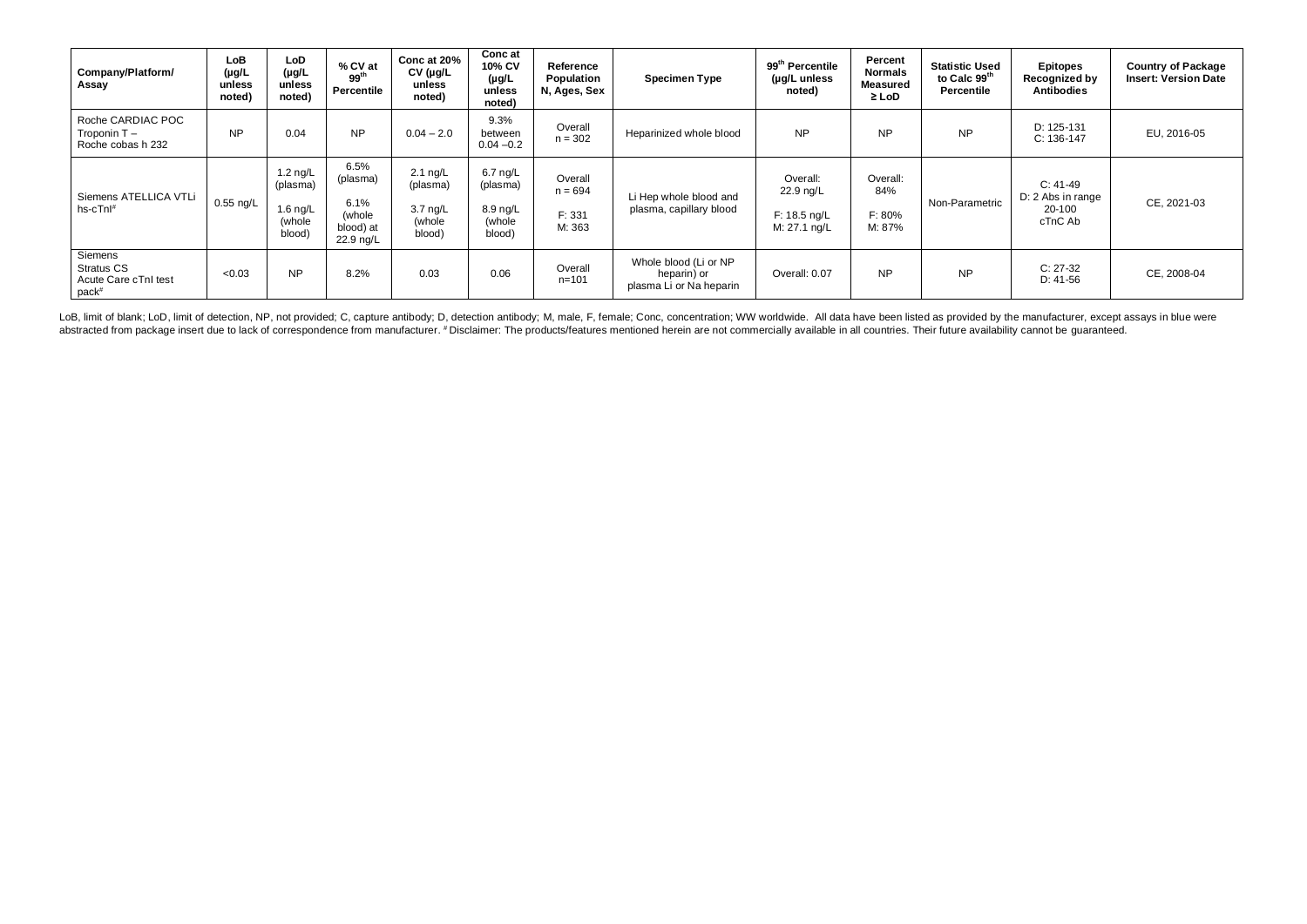| Company/Platform/ Assay | LoB (µg/L unless noted) | LoD (µg/L unless noted) | % CV at 99th Percentile | Conc at 20% CV (µg/L unless noted) | Conc at 10% CV (µg/L unless noted) | Reference Population N, Ages, Sex | Specimen Type | 99th Percentile (µg/L unless noted) | Percent Normals Measured ≥ LoD | Statistic Used to Calc 99th Percentile | Epitopes Recognized by Antibodies | Country of Package Insert: Version Date |
|---|---|---|---|---|---|---|---|---|---|---|---|---|
| Roche CARDIAC POC Troponin T – Roche cobas h 232 | NP | 0.04 | NP | 0.04 – 2.0 | 9.3% between 0.04 –0.2 | Overall n = 302 | Heparinized whole blood | NP | NP | NP | D: 125-131 C: 136-147 | EU, 2016-05 |
| Siemens ATELLICA VTLi hs-cTnI# | 0.55 ng/L | 1.2 ng/L (plasma) 1.6 ng/L (whole blood) | 6.5% (plasma) 6.1% (whole blood) at 22.9 ng/L | 2.1 ng/L (plasma) 3.7 ng/L (whole blood) | 6.7 ng/L (plasma) 8.9 ng/L (whole blood) | Overall n = 694 F: 331 M: 363 | Li Hep whole blood and plasma, capillary blood | Overall: 22.9 ng/L F: 18.5 ng/L M: 27.1 ng/L | Overall: 84% F: 80% M: 87% | Non-Parametric | C: 41-49 D: 2 Abs in range 20-100 cTnC Ab | CE, 2021-03 |
| Siemens Stratus CS Acute Care cTnI test pack# | <0.03 | NP | 8.2% | 0.03 | 0.06 | Overall n=101 | Whole blood (Li or NP heparin) or plasma Li or Na heparin | Overall: 0.07 | NP | NP | C: 27-32 D: 41-56 | CE, 2008-04 |

LoB, limit of blank; LoD, limit of detection, NP, not provided; C, capture antibody; D, detection antibody; M, male, F, female; Conc, concentration; WW worldwide. All data have been listed as provided by the manufacturer, except assays in blue were abstracted from package insert due to lack of correspondence from manufacturer. # Disclaimer: The products/features mentioned herein are not commercially available in all countries. Their future availability cannot be guaranteed.